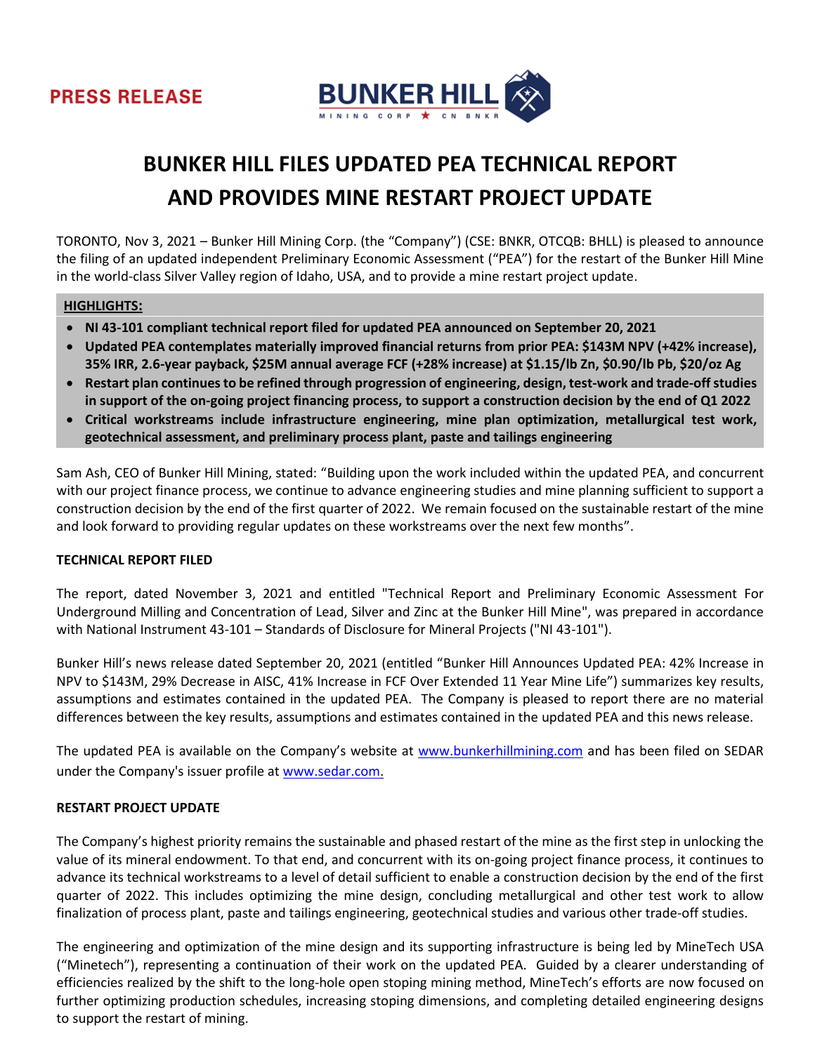PRESS RELEASE

# BUNKER HILL FILES UPDATED PEA TECHNICAL REPORT AND PROVIDES MINE RESTART PROJECT UPDATE

TORONTO, Nov 3, 2021 – Bunker Hill Mining Corp. (the "Company") (CSE: BNKR, OTCQB: BHLL) is pleased to announce the filing of an updated independent Preliminary Economic Assessment ("PEA") for the restart of the Bunker Hill Mine in the world-class Silver Valley region of Idaho, USA, and to provide a mine restart project update.

**HIGHLIGHTS:**

- **NI 43-101 compliant technical report filed for updated PEA announced on September 20, 2021**
- **Updated PEA contemplates materially improved financial returns from prior PEA: $143M NPV (+42% increase), 35% IRR, 2.6-year payback, $25M annual average FCF (+28% increase) at $1.15/lb Zn, $0.90/lb Pb, $20/oz Ag**
- **Restart plan continues to be refined through progression of engineering, design, test-work and trade-off studies in support of the on-going project financing process, to support a construction decision by the end of Q1 2022**
- **Critical workstreams include infrastructure engineering, mine plan optimization, metallurgical test work, geotechnical assessment, and preliminary process plant, paste and tailings engineering**

Sam Ash, CEO of Bunker Hill Mining, stated: "Building upon the work included within the updated PEA, and concurrent with our project finance process, we continue to advance engineering studies and mine planning sufficient to support a construction decision by the end of the first quarter of 2022. We remain focused on the sustainable restart of the mine and look forward to providing regular updates on these workstreams over the next few months".

## TECHNICAL REPORT FILED

The report, dated November 3, 2021 and entitled "Technical Report and Preliminary Economic Assessment For Underground Milling and Concentration of Lead, Silver and Zinc at the Bunker Hill Mine", was prepared in accordance with National Instrument 43-101 – Standards of Disclosure for Mineral Projects ("NI 43-101").

Bunker Hill's news release dated September 20, 2021 (entitled "Bunker Hill Announces Updated PEA: 42% Increase in NPV to $143M, 29% Decrease in AISC, 41% Increase in FCF Over Extended 11 Year Mine Life") summarizes key results, assumptions and estimates contained in the updated PEA. The Company is pleased to report there are no material differences between the key results, assumptions and estimates contained in the updated PEA and this news release.

The updated PEA is available on the Company's website at www.bunkerhillmining.com and has been filed on SEDAR under the Company's issuer profile at www.sedar.com.

## RESTART PROJECT UPDATE

The Company's highest priority remains the sustainable and phased restart of the mine as the first step in unlocking the value of its mineral endowment. To that end, and concurrent with its on-going project finance process, it continues to advance its technical workstreams to a level of detail sufficient to enable a construction decision by the end of the first quarter of 2022. This includes optimizing the mine design, concluding metallurgical and other test work to allow finalization of process plant, paste and tailings engineering, geotechnical studies and various other trade-off studies.

The engineering and optimization of the mine design and its supporting infrastructure is being led by MineTech USA ("Minetech"), representing a continuation of their work on the updated PEA. Guided by a clearer understanding of efficiencies realized by the shift to the long-hole open stoping mining method, MineTech's efforts are now focused on further optimizing production schedules, increasing stoping dimensions, and completing detailed engineering designs to support the restart of mining.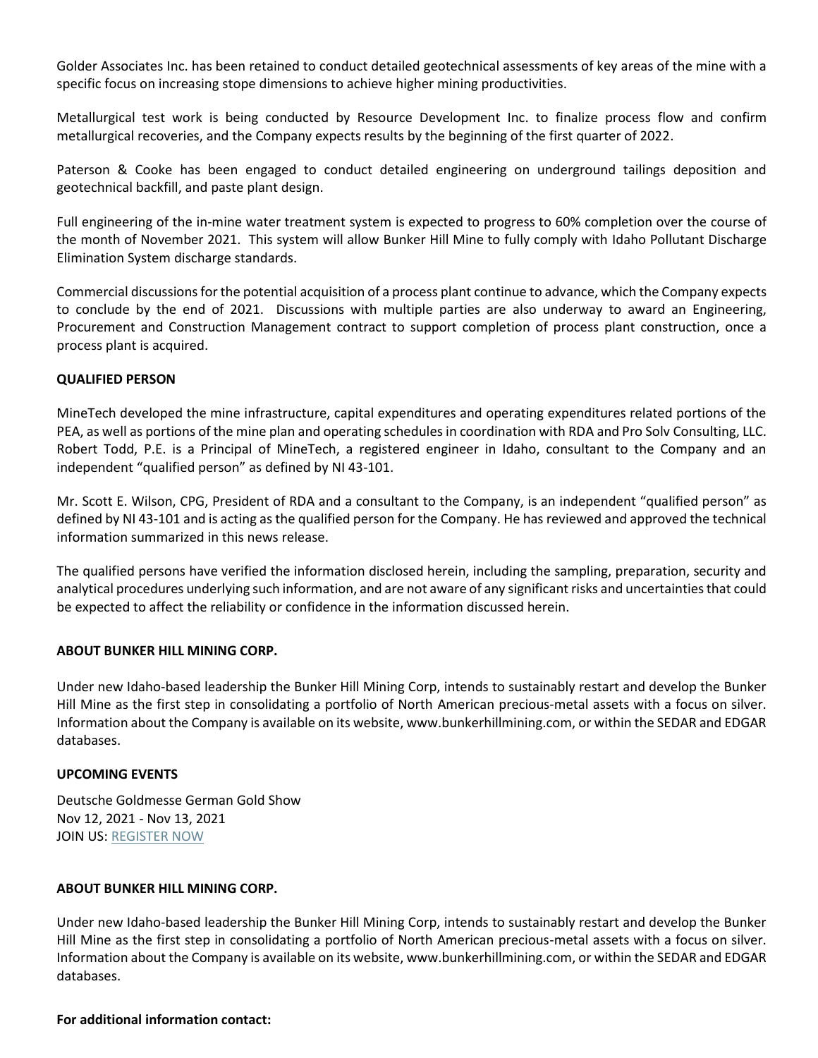Golder Associates Inc. has been retained to conduct detailed geotechnical assessments of key areas of the mine with a specific focus on increasing stope dimensions to achieve higher mining productivities.

Metallurgical test work is being conducted by Resource Development Inc. to finalize process flow and confirm metallurgical recoveries, and the Company expects results by the beginning of the first quarter of 2022.

Paterson & Cooke has been engaged to conduct detailed engineering on underground tailings deposition and geotechnical backfill, and paste plant design.

Full engineering of the in-mine water treatment system is expected to progress to 60% completion over the course of the month of November 2021. This system will allow Bunker Hill Mine to fully comply with Idaho Pollutant Discharge Elimination System discharge standards.

Commercial discussions for the potential acquisition of a process plant continue to advance, which the Company expects to conclude by the end of 2021. Discussions with multiple parties are also underway to award an Engineering, Procurement and Construction Management contract to support completion of process plant construction, once a process plant is acquired.

**QUALIFIED PERSON**

MineTech developed the mine infrastructure, capital expenditures and operating expenditures related portions of the PEA, as well as portions of the mine plan and operating schedules in coordination with RDA and Pro Solv Consulting, LLC. Robert Todd, P.E. is a Principal of MineTech, a registered engineer in Idaho, consultant to the Company and an independent "qualified person" as defined by NI 43-101.

Mr. Scott E. Wilson, CPG, President of RDA and a consultant to the Company, is an independent "qualified person" as defined by NI 43-101 and is acting as the qualified person for the Company. He has reviewed and approved the technical information summarized in this news release.

The qualified persons have verified the information disclosed herein, including the sampling, preparation, security and analytical procedures underlying such information, and are not aware of any significant risks and uncertainties that could be expected to affect the reliability or confidence in the information discussed herein.

**ABOUT BUNKER HILL MINING CORP.**

Under new Idaho-based leadership the Bunker Hill Mining Corp, intends to sustainably restart and develop the Bunker Hill Mine as the first step in consolidating a portfolio of North American precious-metal assets with a focus on silver. Information about the Company is available on its website, www.bunkerhillmining.com, or within the SEDAR and EDGAR databases.

**UPCOMING EVENTS**

Deutsche Goldmesse German Gold Show
Nov 12, 2021 - Nov 13, 2021
JOIN US: REGISTER NOW

**ABOUT BUNKER HILL MINING CORP.**

Under new Idaho-based leadership the Bunker Hill Mining Corp, intends to sustainably restart and develop the Bunker Hill Mine as the first step in consolidating a portfolio of North American precious-metal assets with a focus on silver. Information about the Company is available on its website, www.bunkerhillmining.com, or within the SEDAR and EDGAR databases.

**For additional information contact:**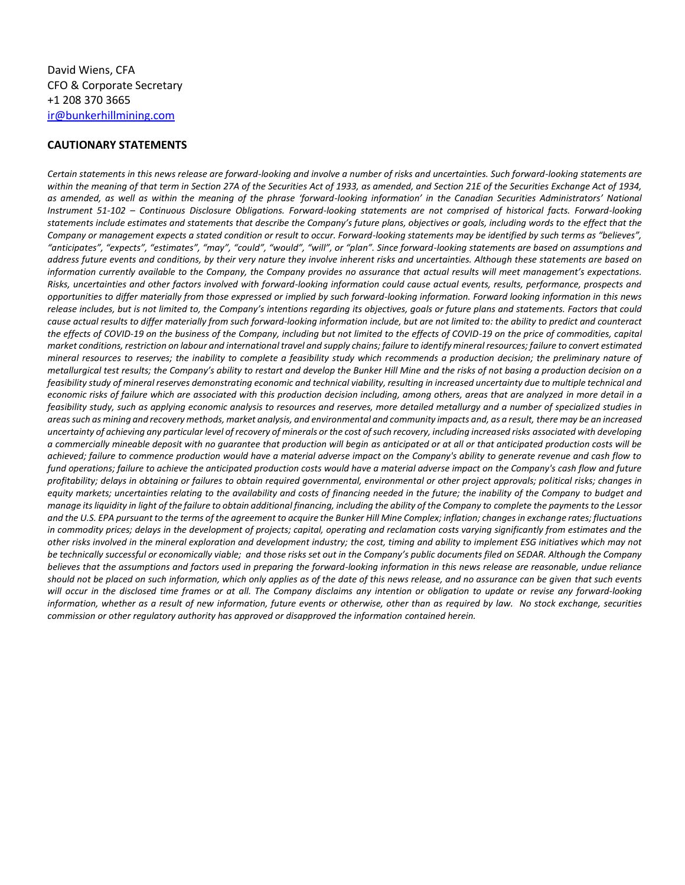David Wiens, CFA
CFO & Corporate Secretary
+1 208 370 3665
ir@bunkerhillmining.com

## CAUTIONARY STATEMENTS

*Certain statements in this news release are forward-looking and involve a number of risks and uncertainties. Such forward-looking statements are within the meaning of that term in Section 27A of the Securities Act of 1933, as amended, and Section 21E of the Securities Exchange Act of 1934, as amended, as well as within the meaning of the phrase 'forward-looking information' in the Canadian Securities Administrators' National Instrument 51-102 – Continuous Disclosure Obligations. Forward-looking statements are not comprised of historical facts. Forward-looking statements include estimates and statements that describe the Company's future plans, objectives or goals, including words to the effect that the Company or management expects a stated condition or result to occur. Forward-looking statements may be identified by such terms as "believes", "anticipates", "expects", "estimates", "may", "could", "would", "will", or "plan". Since forward-looking statements are based on assumptions and address future events and conditions, by their very nature they involve inherent risks and uncertainties. Although these statements are based on information currently available to the Company, the Company provides no assurance that actual results will meet management's expectations. Risks, uncertainties and other factors involved with forward-looking information could cause actual events, results, performance, prospects and opportunities to differ materially from those expressed or implied by such forward-looking information. Forward looking information in this news release includes, but is not limited to, the Company's intentions regarding its objectives, goals or future plans and statements. Factors that could cause actual results to differ materially from such forward-looking information include, but are not limited to: the ability to predict and counteract the effects of COVID-19 on the business of the Company, including but not limited to the effects of COVID-19 on the price of commodities, capital market conditions, restriction on labour and international travel and supply chains; failure to identify mineral resources; failure to convert estimated mineral resources to reserves; the inability to complete a feasibility study which recommends a production decision; the preliminary nature of metallurgical test results; the Company's ability to restart and develop the Bunker Hill Mine and the risks of not basing a production decision on a feasibility study of mineral reserves demonstrating economic and technical viability, resulting in increased uncertainty due to multiple technical and economic risks of failure which are associated with this production decision including, among others, areas that are analyzed in more detail in a feasibility study, such as applying economic analysis to resources and reserves, more detailed metallurgy and a number of specialized studies in areas such as mining and recovery methods, market analysis, and environmental and community impacts and, as a result, there may be an increased uncertainty of achieving any particular level of recovery of minerals or the cost of such recovery, including increased risks associated with developing a commercially mineable deposit with no guarantee that production will begin as anticipated or at all or that anticipated production costs will be achieved; failure to commence production would have a material adverse impact on the Company's ability to generate revenue and cash flow to fund operations; failure to achieve the anticipated production costs would have a material adverse impact on the Company's cash flow and future profitability; delays in obtaining or failures to obtain required governmental, environmental or other project approvals; political risks; changes in equity markets; uncertainties relating to the availability and costs of financing needed in the future; the inability of the Company to budget and manage its liquidity in light of the failure to obtain additional financing, including the ability of the Company to complete the payments to the Lessor and the U.S. EPA pursuant to the terms of the agreement to acquire the Bunker Hill Mine Complex; inflation; changes in exchange rates; fluctuations in commodity prices; delays in the development of projects; capital, operating and reclamation costs varying significantly from estimates and the other risks involved in the mineral exploration and development industry; the cost, timing and ability to implement ESG initiatives which may not be technically successful or economically viable; and those risks set out in the Company's public documents filed on SEDAR. Although the Company believes that the assumptions and factors used in preparing the forward-looking information in this news release are reasonable, undue reliance should not be placed on such information, which only applies as of the date of this news release, and no assurance can be given that such events will occur in the disclosed time frames or at all. The Company disclaims any intention or obligation to update or revise any forward-looking information, whether as a result of new information, future events or otherwise, other than as required by law. No stock exchange, securities commission or other regulatory authority has approved or disapproved the information contained herein.*